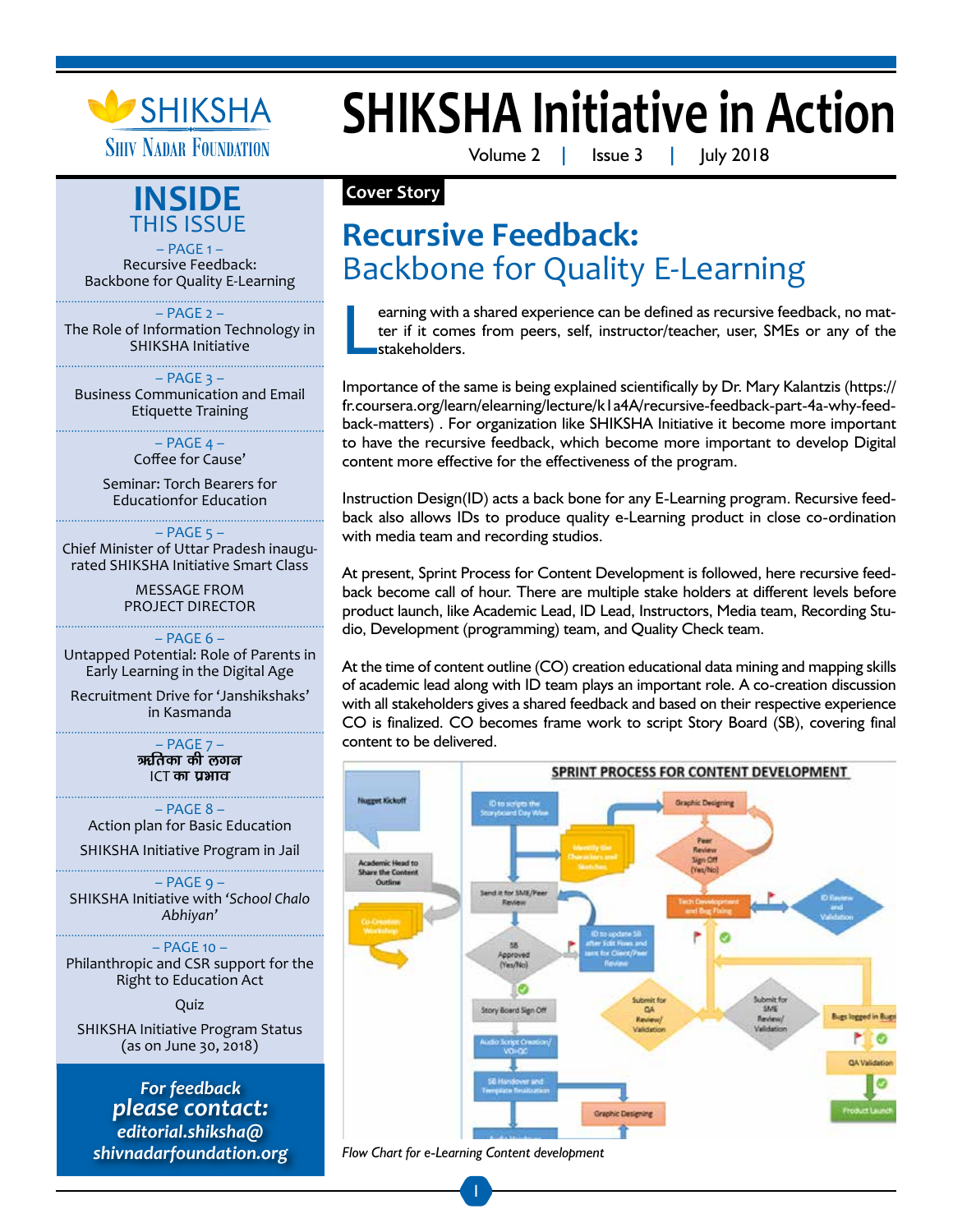# SHIKSHA Initiative in Action

Volume 2 | Issue 3 | July 2018

## INSIDE THIS ISSUE

– PAGE 1 –
Recursive Feedback: Backbone for Quality E-Learning

– PAGE 2 –
The Role of Information Technology in SHIKSHA Initiative

– PAGE 3 –
Business Communication and Email Etiquette Training

– PAGE 4 –
Coffee for Cause'

Seminar: Torch Bearers for Educationfor Education

– PAGE 5 –
Chief Minister of Uttar Pradesh inaugurated SHIKSHA Initiative Smart Class

MESSAGE FROM PROJECT DIRECTOR

– PAGE 6 –
Untapped Potential: Role of Parents in Early Learning in the Digital Age

Recruitment Drive for 'Janshikshaks' in Kasmanda

– PAGE 7 –
**ऋतिका की लगन**
ICT **का प्रभाव**

– PAGE 8 –
Action plan for Basic Education

SHIKSHA Initiative Program in Jail

– PAGE 9 –
SHIKSHA Initiative with '*School Chalo Abhiyan*'

– PAGE 10 –
Philanthropic and CSR support for the Right to Education Act

Quiz

SHIKSHA Initiative Program Status (as on June 30, 2018)

***For feedback please contact: editorial.shiksha@shivnadarfoundation.org***

**Cover Story**

## Recursive Feedback: Backbone for Quality E-Learning

Learning with a shared experience can be defined as recursive feedback, no matter if it comes from peers, self, instructor/teacher, user, SMEs or any of the stakeholders.

Importance of the same is being explained scientifically by Dr. Mary Kalantzis (https://fr.coursera.org/learn/elearning/lecture/k1a4A/recursive-feedback-part-4a-why-feedback-matters) . For organization like SHIKSHA Initiative it become more important to have the recursive feedback, which become more important to develop Digital content more effective for the effectiveness of the program.

Instruction Design(ID) acts a back bone for any E-Learning program. Recursive feedback also allows IDs to produce quality e-Learning product in close co-ordination with media team and recording studios.

At present, Sprint Process for Content Development is followed, here recursive feedback become call of hour. There are multiple stake holders at different levels before product launch, like Academic Lead, ID Lead, Instructors, Media team, Recording Studio, Development (programming) team, and Quality Check team.

At the time of content outline (CO) creation educational data mining and mapping skills of academic lead along with ID team plays an important role. A co-creation discussion with all stakeholders gives a shared feedback and based on their respective experience CO is finalized. CO becomes frame work to script Story Board (SB), covering final content to be delivered.

*Flow Chart for e-Learning Content development*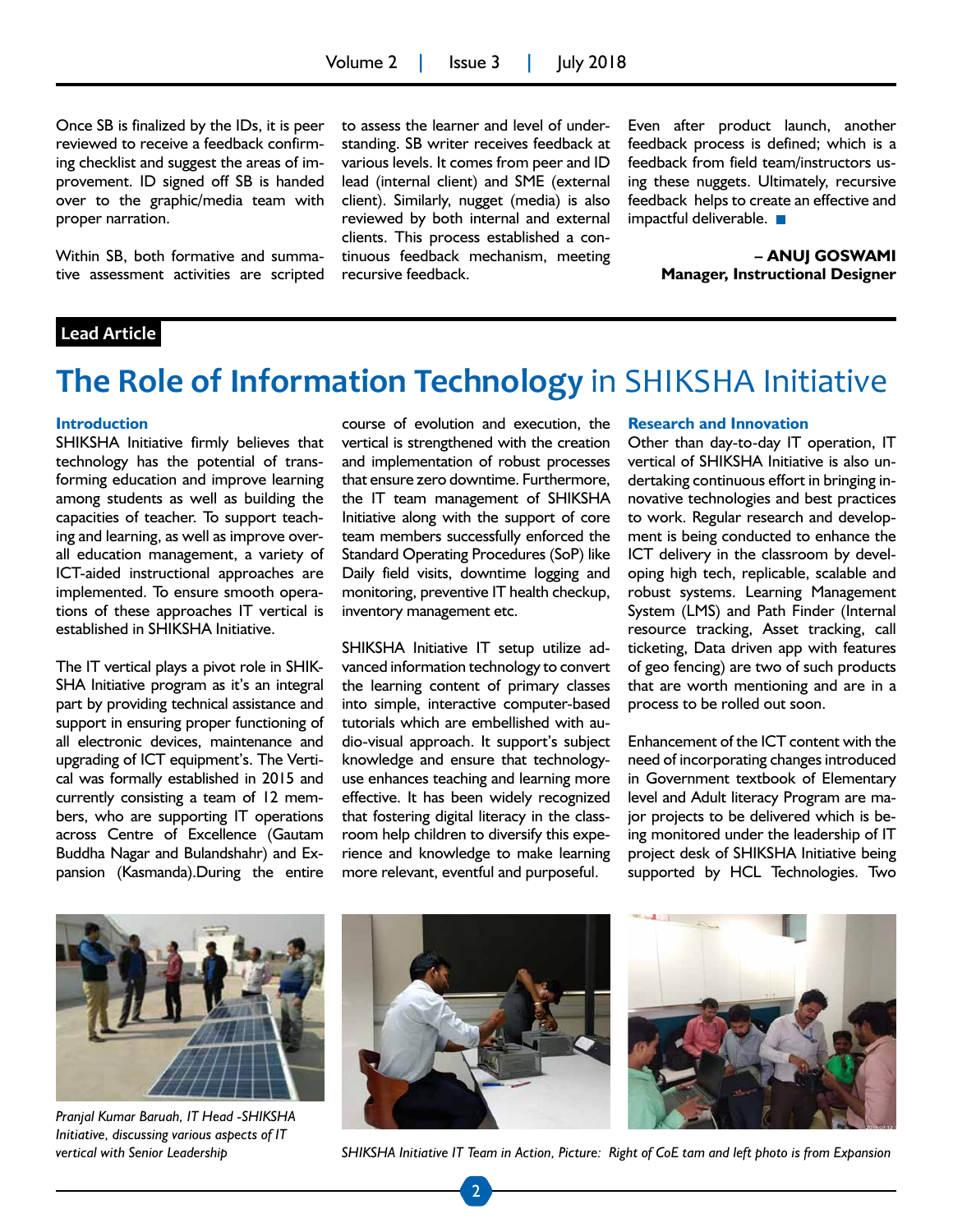Once SB is finalized by the IDs, it is peer reviewed to receive a feedback confirming checklist and suggest the areas of improvement. ID signed off SB is handed over to the graphic/media team with proper narration.

Within SB, both formative and summative assessment activities are scripted to assess the learner and level of understanding. SB writer receives feedback at various levels. It comes from peer and ID lead (internal client) and SME (external client). Similarly, nugget (media) is also reviewed by both internal and external clients. This process established a continuous feedback mechanism, meeting recursive feedback.

Even after product launch, another feedback process is defined; which is a feedback from field team/instructors using these nuggets. Ultimately, recursive feedback helps to create an effective and impactful deliverable.

**– ANUJ GOSWAMI**
**Manager, Instructional Designer**

**Lead Article**

# The Role of Information Technology in SHIKSHA Initiative

### Introduction

SHIKSHA Initiative firmly believes that technology has the potential of transforming education and improve learning among students as well as building the capacities of teacher. To support teaching and learning, as well as improve overall education management, a variety of ICT-aided instructional approaches are implemented. To ensure smooth operations of these approaches IT vertical is established in SHIKSHA Initiative.

The IT vertical plays a pivot role in SHIKSHA Initiative program as it's an integral part by providing technical assistance and support in ensuring proper functioning of all electronic devices, maintenance and upgrading of ICT equipment's. The Vertical was formally established in 2015 and currently consisting a team of 12 members, who are supporting IT operations across Centre of Excellence (Gautam Buddha Nagar and Bulandshahr) and Expansion (Kasmanda).During the entire course of evolution and execution, the vertical is strengthened with the creation and implementation of robust processes that ensure zero downtime. Furthermore, the IT team management of SHIKSHA Initiative along with the support of core team members successfully enforced the Standard Operating Procedures (SoP) like Daily field visits, downtime logging and monitoring, preventive IT health checkup, inventory management etc.

SHIKSHA Initiative IT setup utilize advanced information technology to convert the learning content of primary classes into simple, interactive computer-based tutorials which are embellished with audio-visual approach. It support's subject knowledge and ensure that technology-use enhances teaching and learning more effective. It has been widely recognized that fostering digital literacy in the classroom help children to diversify this experience and knowledge to make learning more relevant, eventful and purposeful.

### Research and Innovation

Other than day-to-day IT operation, IT vertical of SHIKSHA Initiative is also undertaking continuous effort in bringing innovative technologies and best practices to work. Regular research and development is being conducted to enhance the ICT delivery in the classroom by developing high tech, replicable, scalable and robust systems. Learning Management System (LMS) and Path Finder (Internal resource tracking, Asset tracking, call ticketing, Data driven app with features of geo fencing) are two of such products that are worth mentioning and are in a process to be rolled out soon.

Enhancement of the ICT content with the need of incorporating changes introduced in Government textbook of Elementary level and Adult literacy Program are major projects to be delivered which is being monitored under the leadership of IT project desk of SHIKSHA Initiative being supported by HCL Technologies. Two

*Pranjal Kumar Baruah, IT Head -SHIKSHA Initiative, discussing various aspects of IT vertical with Senior Leadership*

*SHIKSHA Initiative IT Team in Action, Picture: Right of CoE tam and left photo is from Expansion*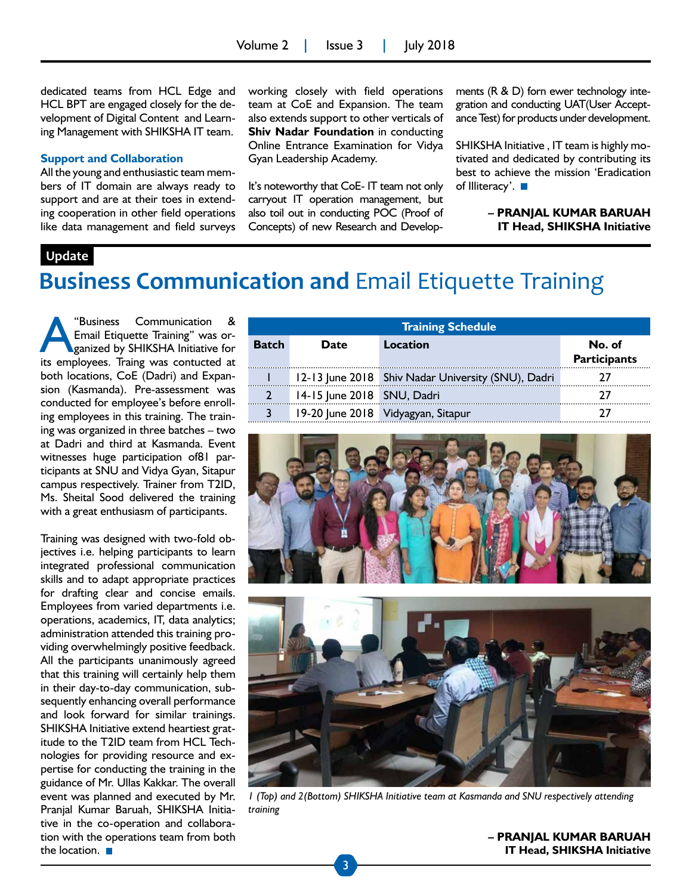dedicated teams from HCL Edge and HCL BPT are engaged closely for the development of Digital Content and Learning Management with SHIKSHA IT team.

### Support and Collaboration

All the young and enthusiastic team members of IT domain are always ready to support and are at their toes in extending cooperation in other field operations like data management and field surveys working closely with field operations team at CoE and Expansion. The team also extends support to other verticals of **Shiv Nadar Foundation** in conducting Online Entrance Examination for Vidya Gyan Leadership Academy.

It's noteworthy that CoE- IT team not only carryout IT operation management, but also toil out in conducting POC (Proof of Concepts) of new Research and Developments (R & D) forn ewer technology integration and conducting UAT(User Acceptance Test) for products under development.

SHIKSHA Initiative , IT team is highly motivated and dedicated by contributing its best to achieve the mission 'Eradication of Illiteracy'.

**– PRANJAL KUMAR BARUAH**
**IT Head, SHIKSHA Initiative**

**Update**

# Business Communication and Email Etiquette Training

A "Business Communication & Email Etiquette Training" was organized by SHIKSHA Initiative for its employees. Traing was contucted at both locations, CoE (Dadri) and Expansion (Kasmanda). Pre-assessment was conducted for employee's before enrolling employees in this training. The training was organized in three batches – two at Dadri and third at Kasmanda. Event witnesses huge participation of81 participants at SNU and Vidya Gyan, Sitapur campus respectively. Trainer from T2ID, Ms. Sheital Sood delivered the training with a great enthusiasm of participants.

Training was designed with two-fold objectives i.e. helping participants to learn integrated professional communication skills and to adapt appropriate practices for drafting clear and concise emails. Employees from varied departments i.e. operations, academics, IT, data analytics; administration attended this training providing overwhelmingly positive feedback. All the participants unanimously agreed that this training will certainly help them in their day-to-day communication, subsequently enhancing overall performance and look forward for similar trainings. SHIKSHA Initiative extend heartiest gratitude to the T2ID team from HCL Technologies for providing resource and expertise for conducting the training in the guidance of Mr. Ullas Kakkar. The overall event was planned and executed by Mr. Pranjal Kumar Baruah, SHIKSHA Initiative in the co-operation and collaboration with the operations team from both the location.

**Training Schedule**

| Batch | Date | Location | No. of Participants |
|---|---|---|---|
| 1 | 12-13 June 2018 | Shiv Nadar University (SNU), Dadri | 27 |
| 2 | 14-15 June 2018 | SNU, Dadri | 27 |
| 3 | 19-20 June 2018 | Vidyagyan, Sitapur | 27 |

*1 (Top) and 2(Bottom) SHIKSHA Initiative team at Kasmanda and SNU respectively attending training*

**– PRANJAL KUMAR BARUAH**
**IT Head, SHIKSHA Initiative**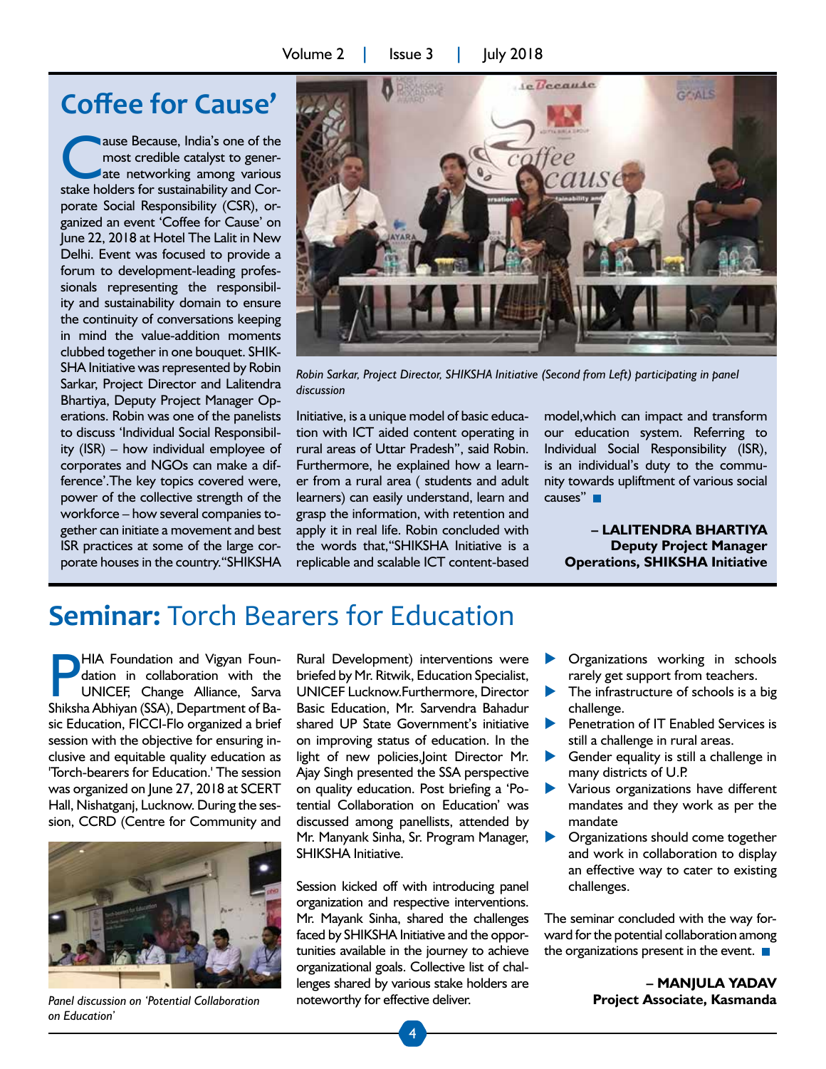## Coffee for Cause'

Cause Because, India's one of the most credible catalyst to generate networking among various stake holders for sustainability and Corporate Social Responsibility (CSR), organized an event 'Coffee for Cause' on June 22, 2018 at Hotel The Lalit in New Delhi. Event was focused to provide a forum to development-leading professionals representing the responsibility and sustainability domain to ensure the continuity of conversations keeping in mind the value-addition moments clubbed together in one bouquet. SHIKSHA Initiative was represented by Robin Sarkar, Project Director and Lalitendra Bhartiya, Deputy Project Manager Operations. Robin was one of the panelists to discuss 'Individual Social Responsibility (ISR) – how individual employee of corporates and NGOs can make a difference'.The key topics covered were, power of the collective strength of the workforce – how several companies together can initiate a movement and best ISR practices at some of the large corporate houses in the country."SHIKSHA Initiative, is a unique model of basic education with ICT aided content operating in rural areas of Uttar Pradesh", said Robin. Furthermore, he explained how a learner from a rural area ( students and adult learners) can easily understand, learn and grasp the information, with retention and apply it in real life. Robin concluded with the words that,"SHIKSHA Initiative is a replicable and scalable ICT content-based model,which can impact and transform our education system. Referring to Individual Social Responsibility (ISR), is an individual's duty to the community towards upliftment of various social causes"

*Robin Sarkar, Project Director, SHIKSHA Initiative (Second from Left) participating in panel discussion*

**– LALITENDRA BHARTIYA**
**Deputy Project Manager Operations, SHIKSHA Initiative**

## Seminar: Torch Bearers for Education

PHIA Foundation and Vigyan Foundation in collaboration with the UNICEF, Change Alliance, Sarva Shiksha Abhiyan (SSA), Department of Basic Education, FICCI-Flo organized a brief session with the objective for ensuring inclusive and equitable quality education as 'Torch-bearers for Education.' The session was organized on June 27, 2018 at SCERT Hall, Nishatganj, Lucknow. During the session, CCRD (Centre for Community and Rural Development) interventions were briefed by Mr. Ritwik, Education Specialist, UNICEF Lucknow.Furthermore, Director Basic Education, Mr. Sarvendra Bahadur shared UP State Government's initiative on improving status of education. In the light of new policies,Joint Director Mr. Ajay Singh presented the SSA perspective on quality education. Post briefing a 'Potential Collaboration on Education' was discussed among panellists, attended by Mr. Manyank Sinha, Sr. Program Manager, SHIKSHA Initiative.

*Panel discussion on 'Potential Collaboration on Education'*

Session kicked off with introducing panel organization and respective interventions. Mr. Mayank Sinha, shared the challenges faced by SHIKSHA Initiative and the opportunities available in the journey to achieve organizational goals. Collective list of challenges shared by various stake holders are noteworthy for effective deliver.

- Organizations working in schools rarely get support from teachers.
- The infrastructure of schools is a big challenge.
- Penetration of IT Enabled Services is still a challenge in rural areas.
- Gender equality is still a challenge in many districts of U.P.
- Various organizations have different mandates and they work as per the mandate
- Organizations should come together and work in collaboration to display an effective way to cater to existing challenges.

The seminar concluded with the way forward for the potential collaboration among the organizations present in the event.

**– MANJULA YADAV**
**Project Associate, Kasmanda**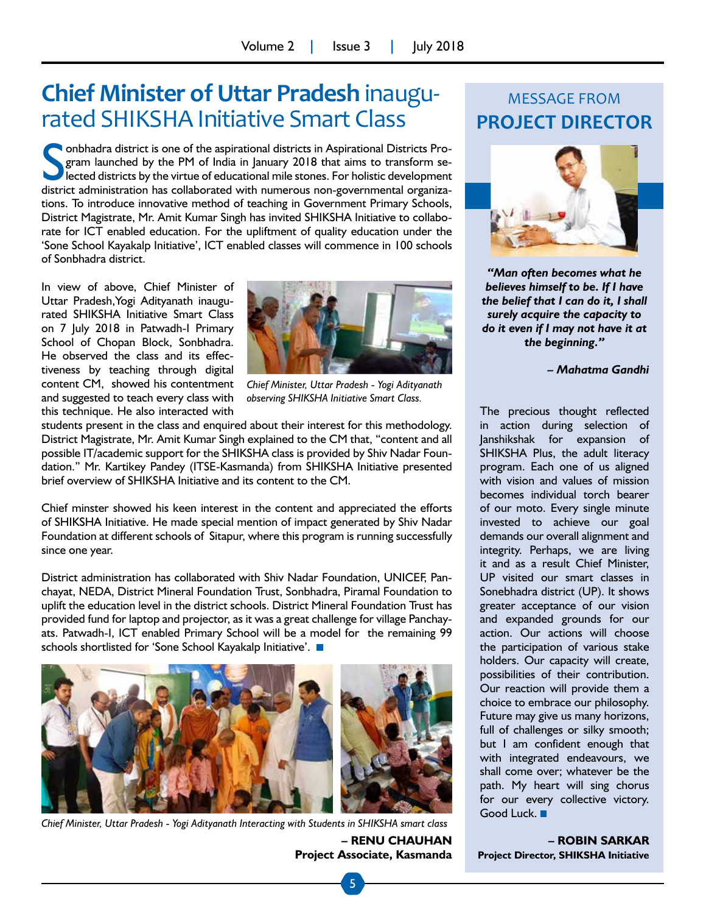## **Chief Minister of Uttar Pradesh** inaugurated SHIKSHA Initiative Smart Class

Sonbhadra district is one of the aspirational districts in Aspirational Districts Program launched by the PM of India in January 2018 that aims to transform selected districts by the virtue of educational mile stones. For holistic development district administration has collaborated with numerous non-governmental organizations. To introduce innovative method of teaching in Government Primary Schools, District Magistrate, Mr. Amit Kumar Singh has invited SHIKSHA Initiative to collaborate for ICT enabled education. For the upliftment of quality education under the 'Sone School Kayakalp Initiative', ICT enabled classes will commence in 100 schools of Sonbhadra district.

In view of above, Chief Minister of Uttar Pradesh, Yogi Adityanath inaugurated SHIKSHA Initiative Smart Class on 7 July 2018 in Patwadh-I Primary School of Chopan Block, Sonbhadra. He observed the class and its effectiveness by teaching through digital content CM, showed his contentment and suggested to teach every class with this technique. He also interacted with students present in the class and enquired about their interest for this methodology. District Magistrate, Mr. Amit Kumar Singh explained to the CM that, "content and all possible IT/academic support for the SHIKSHA class is provided by Shiv Nadar Foundation." Mr. Kartikey Pandey (ITSE-Kasmanda) from SHIKSHA Initiative presented brief overview of SHIKSHA Initiative and its content to the CM.

*Chief Minister, Uttar Pradesh - Yogi Adityanath observing SHIKSHA Initiative Smart Class.*

Chief minster showed his keen interest in the content and appreciated the efforts of SHIKSHA Initiative. He made special mention of impact generated by Shiv Nadar Foundation at different schools of Sitapur, where this program is running successfully since one year.

District administration has collaborated with Shiv Nadar Foundation, UNICEF, Panchayat, NEDA, District Mineral Foundation Trust, Sonbhadra, Piramal Foundation to uplift the education level in the district schools. District Mineral Foundation Trust has provided fund for laptop and projector, as it was a great challenge for village Panchayats. Patwadh-I, ICT enabled Primary School will be a model for the remaining 99 schools shortlisted for 'Sone School Kayakalp Initiative'. ■

*Chief Minister, Uttar Pradesh - Yogi Adityanath Interacting with Students in SHIKSHA smart class*

**– RENU CHAUHAN**
**Project Associate, Kasmanda**

## MESSAGE FROM **PROJECT DIRECTOR**

***"Man often becomes what he believes himself to be. If I have the belief that I can do it, I shall surely acquire the capacity to do it even if I may not have it at the beginning."***

***– Mahatma Gandhi***

The precious thought reflected in action during selection of Janshikshak for expansion of SHIKSHA Plus, the adult literacy program. Each one of us aligned with vision and values of mission becomes individual torch bearer of our moto. Every single minute invested to achieve our goal demands our overall alignment and integrity. Perhaps, we are living it and as a result Chief Minister, UP visited our smart classes in Sonebhadra district (UP). It shows greater acceptance of our vision and expanded grounds for our action. Our actions will choose the participation of various stake holders. Our capacity will create, possibilities of their contribution. Our reaction will provide them a choice to embrace our philosophy. Future may give us many horizons, full of challenges or silky smooth; but I am confident enough that with integrated endeavours, we shall come over; whatever be the path. My heart will sing chorus for our every collective victory. Good Luck. ■

**– ROBIN SARKAR**
**Project Director, SHIKSHA Initiative**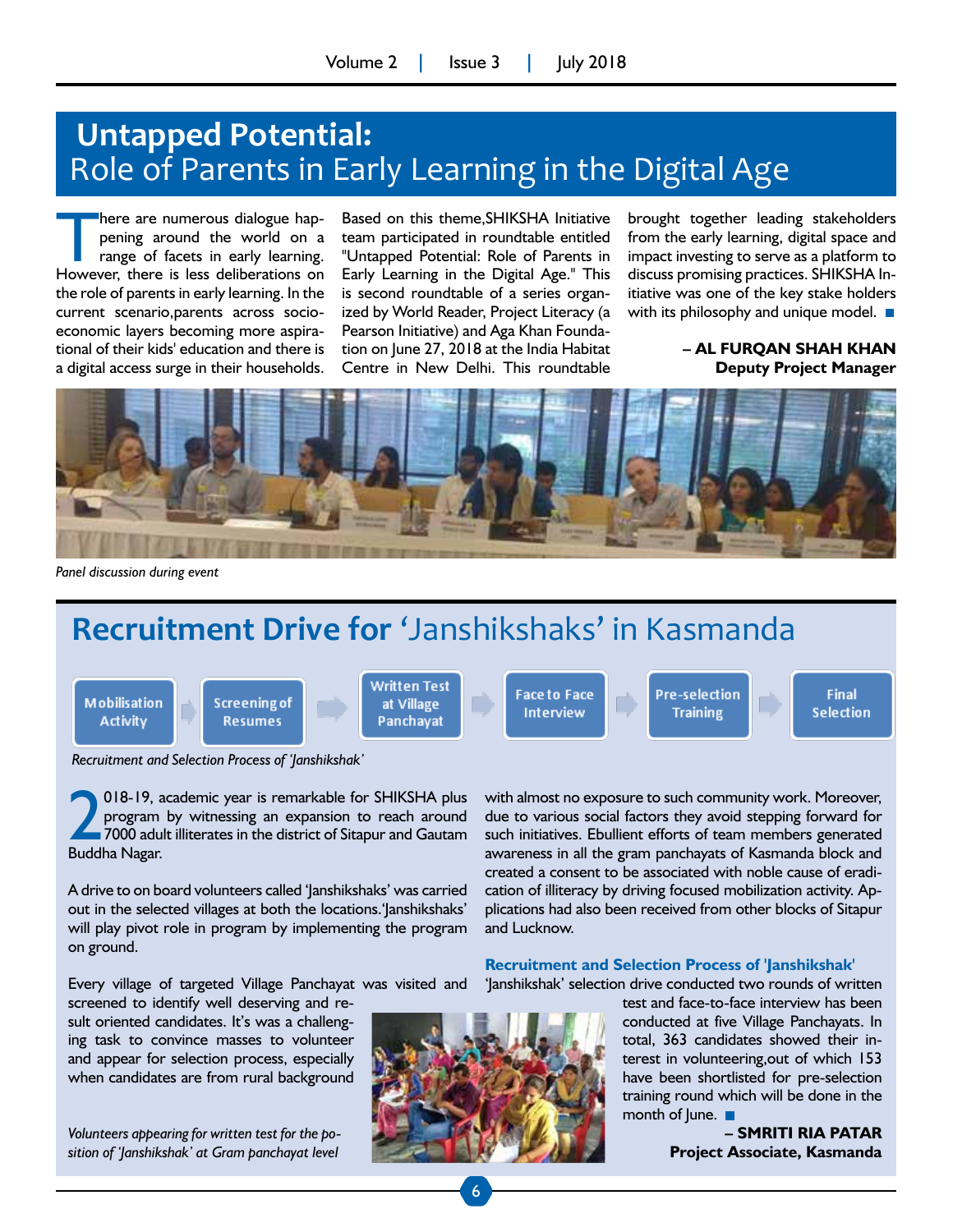# Untapped Potential: Role of Parents in Early Learning in the Digital Age

There are numerous dialogue happening around the world on a range of facets in early learning. However, there is less deliberations on the role of parents in early learning. In the current scenario,parents across socio-economic layers becoming more aspirational of their kids' education and there is a digital access surge in their households. Based on this theme,SHIKSHA Initiative team participated in roundtable entitled "Untapped Potential: Role of Parents in Early Learning in the Digital Age." This is second roundtable of a series organized by World Reader, Project Literacy (a Pearson Initiative) and Aga Khan Foundation on June 27, 2018 at the India Habitat Centre in New Delhi. This roundtable brought together leading stakeholders from the early learning, digital space and impact investing to serve as a platform to discuss promising practices. SHIKSHA Initiative was one of the key stake holders with its philosophy and unique model.

**– AL FURQAN SHAH KHAN**
**Deputy Project Manager**

*Panel discussion during event*

# Recruitment Drive for 'Janshikshaks' in Kasmanda

Mobilisation Activity → Screening of Resumes → Written Test at Village Panchayat → Face to Face Interview → Pre-selection Training → Final Selection

*Recruitment and Selection Process of 'Janshikshak'*

2018-19, academic year is remarkable for SHIKSHA plus program by witnessing an expansion to reach around 7000 adult illiterates in the district of Sitapur and Gautam Buddha Nagar.

A drive to on board volunteers called 'Janshikshaks' was carried out in the selected villages at both the locations.'Janshikshaks' will play pivot role in program by implementing the program on ground.

Every village of targeted Village Panchayat was visited and screened to identify well deserving and result oriented candidates. It's was a challenging task to convince masses to volunteer and appear for selection process, especially when candidates are from rural background with almost no exposure to such community work. Moreover, due to various social factors they avoid stepping forward for such initiatives. Ebullient efforts of team members generated awareness in all the gram panchayats of Kasmanda block and created a consent to be associated with noble cause of eradication of illiteracy by driving focused mobilization activity. Applications had also been received from other blocks of Sitapur and Lucknow.

*Volunteers appearing for written test for the position of 'Janshikshak' at Gram panchayat level*

### Recruitment and Selection Process of 'Janshikshak'

'Janshikshak' selection drive conducted two rounds of written test and face-to-face interview has been conducted at five Village Panchayats. In total, 363 candidates showed their interest in volunteering,out of which 153 have been shortlisted for pre-selection training round which will be done in the month of June.

**– SMRITI RIA PATAR**
**Project Associate, Kasmanda**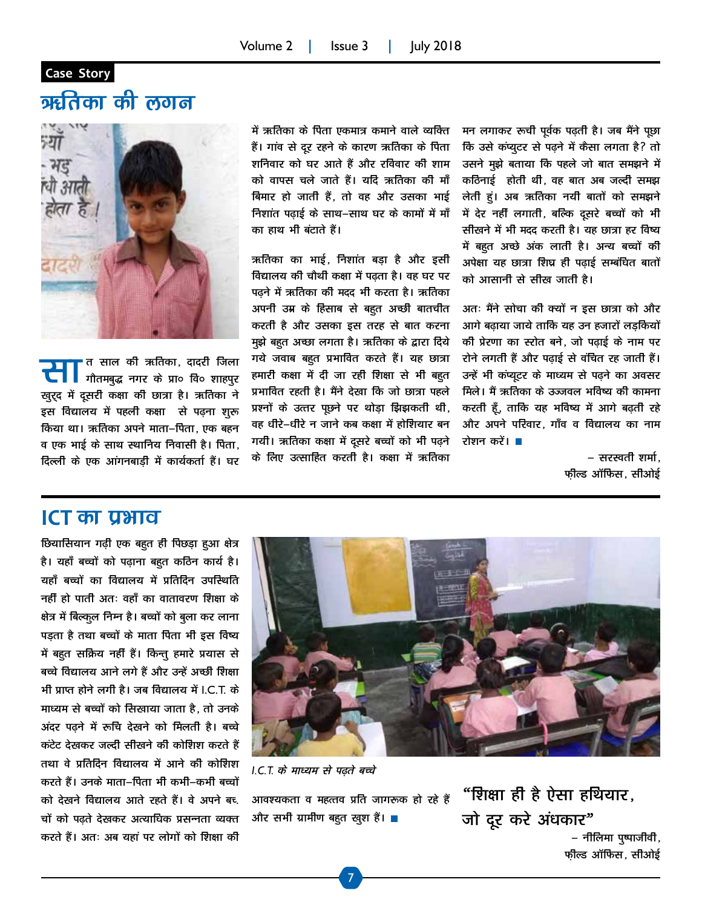Case Story

# ऋतिका की लगन

सात साल की ऋतिका, दादरी जिला गौतमबुद्ध नगर के प्रा० वि० शाहपुर खुर्द में दूसरी कक्षा की छात्रा है। ऋतिका ने इस विद्यालय में पहली कक्षा से पढ़ना शुरु किया था। ऋतिका अपने माता–पिता, एक बहन व एक भाई के साथ स्थानिय निवासी है। पिता, दिल्ली के एक आंगनबाड़ी में कार्यकर्ता हैं। घर में ऋतिका के पिता एकमात्र कमाने वाले व्यक्ति हैं। गांव से दूर रहने के कारण ऋतिका के पिता शनिवार को घर आते हैं और रविवार की शाम को वापस चले जाते हैं। यदि ऋतिका की माँ बिमार हो जाती हैं, तो वह और उसका भाई निशांत पढ़ाई के साथ–साथ घर के कामों में माँ का हाथ भी बंटाते हैं।

ऋतिका का भाई, निशांत बड़ा है और इसी विद्यालय की चौथी कक्षा में पढ़ता है। वह घर पर पढ़ने में ऋतिका की मदद भी करता है। ऋतिका अपनी उम्र के हिसाब से बहुत अच्छी बातचीत करती है और उसका इस तरह से बात करना मुझे बहुत अच्छा लगता है। ऋतिका के द्वारा दिये गये जवाब बहुत प्रभावित करते हैं। यह छात्रा हमारी कक्षा में दी जा रही शिक्षा से भी बहुत प्रभावित रहती है। मैंने देखा कि जो छात्रा पहले प्रश्नों के उत्तर पूछने पर थोड़ा झिझकती थी, वह धीरे–धीरे न जाने कब कक्षा में होशियार बन गयी। ऋतिका कक्षा में दूसरे बच्चों को भी पढ़ने के लिए उत्साहित करती है। कक्षा में ऋतिका मन लगाकर रूची पूर्वक पढ़ती है। जब मैंने पूछा कि उसे कंप्यूटर से पढ़ने में कैसा लगता है? तो उसने मुझे बताया कि पहले जो बात समझने में कठिनाई होती थी, वह बात अब जल्दी समझ लेती हूं। अब ऋतिका नयी बातों को समझने में देर नहीं लगाती, बल्कि दूसरे बच्चों को भी सीखने में भी मदद करती है। यह छात्रा हर विष्य में बहुत अच्छे अंक लाती है। अन्य बच्चों की अपेक्षा यह छात्रा शिघ्र ही पढ़ाई सम्बंधित बातों को आसानी से सीख जाती है।

अतः मैंने सोचा की क्यों न इस छात्रा को और आगे बढ़ाया जाये ताकि यह उन हजारों लड़कियों की प्रेरणा का स्रोत बने, जो पढ़ाई के नाम पर रोने लगती हैं और पढ़ाई से वंचित रह जाती हैं। उन्हें भी कंप्यूटर के माध्यम से पढ़ने का अवसर मिले। मैं ऋतिका के उज्जवल भविष्य की कामना करती हूँ, ताकि यह भविष्य में आगे बढ़ती रहे और अपने परिवार, गाँव व विद्यालय का नाम रोशन करें।

– सरस्वती शर्मा,
फ़ील्ड ऑफिस, सीओई

# ICT का प्रभाव

छियासियान गढ़ी एक बहुत ही पिछड़ा हुआ क्षेत्र है। यहाँ बच्चों को पढ़ाना बहुत कठिन कार्य है। यहाँ बच्चों का विद्यालय में प्रतिदिन उपस्थिति नहीं हो पाती अतः वहाँ का वातावरण शिक्षा के क्षेत्र में बिल्कुल निम्न है। बच्चों को बुला कर लाना पड़ता है तथा बच्चों के माता पिता भी इस विष्य में बहुत सक्रिय नहीं हैं। किन्तु हमारे प्रयास से बच्चे विद्यालय आने लगे हैं और उन्हें अच्छी शिक्षा भी प्राप्त होने लगी है। जब विद्यालय में I.C.T. के माध्यम से बच्चों को सिखाया जाता है, तो उनके अंदर पढ़ने में रूचि देखने को मिलती है। बच्चे कंटेट देखकर जल्दी सीखने की कोशिश करते हैं तथा वे प्रतिदिन विद्यालय में आने की कोशिश करते हैं। उनके माता–पिता भी कभी–कभी बच्चों को देखने विद्यालय आते रहते हैं। वे अपने बच्चों को पढ़ते देखकर अत्याधिक प्रसन्नता व्यक्त करते हैं। अतः अब यहां पर लोगों को शिक्षा की आवश्यकता व महत्तव प्रति जागरूक हो रहे हैं और सभी ग्रामीण बहुत खुश हैं।

*I.C.T. के माध्यम से पढ़ते बच्चे*

**"शिक्षा ही है ऐसा हथियार, जो दूर करे अंधकार"**

– नीलिमा पुष्पाजीवी,
फ़ील्ड ऑफिस, सीओई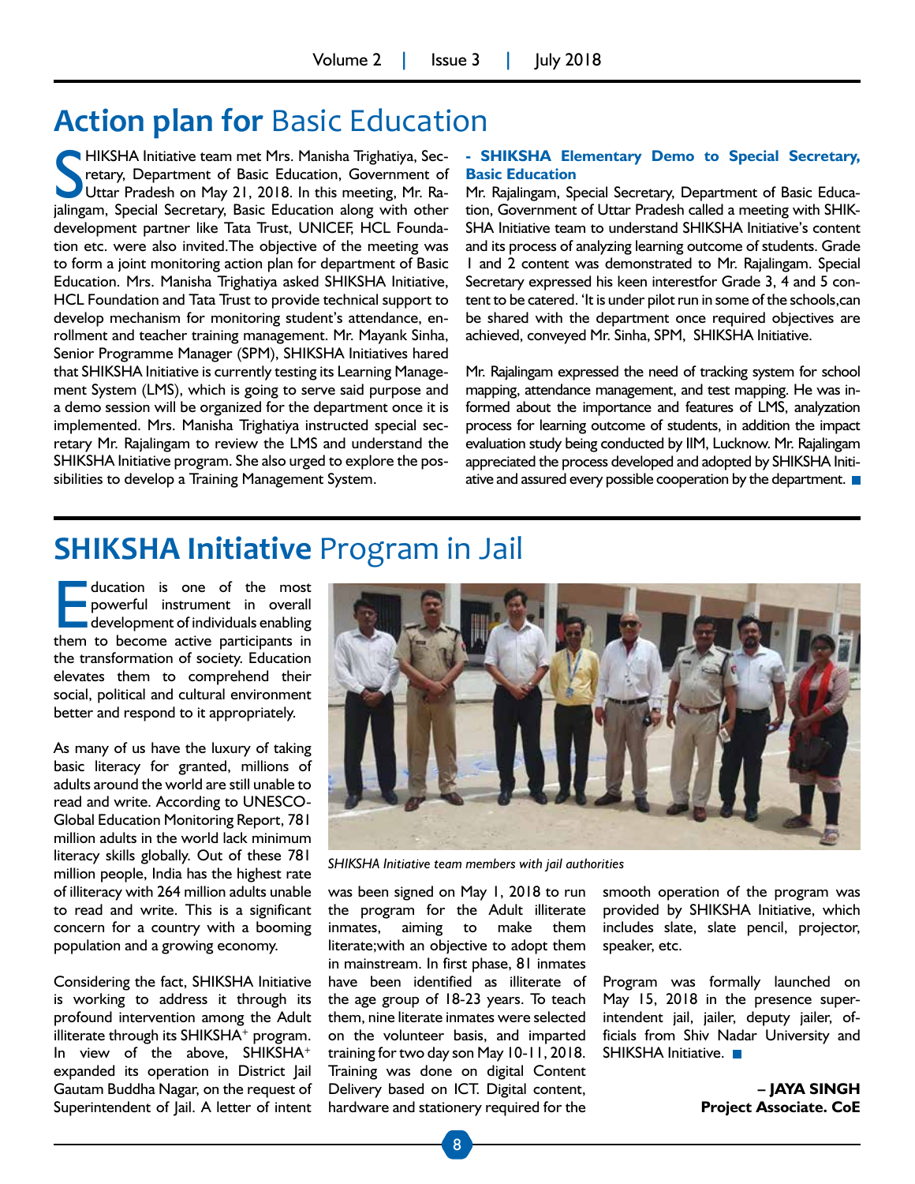# Action plan for Basic Education

SHIKSHA Initiative team met Mrs. Manisha Trighatiya, Secretary, Department of Basic Education, Government of Uttar Pradesh on May 21, 2018. In this meeting, Mr. Rajalingam, Special Secretary, Basic Education along with other development partner like Tata Trust, UNICEF, HCL Foundation etc. were also invited.The objective of the meeting was to form a joint monitoring action plan for department of Basic Education. Mrs. Manisha Trighatiya asked SHIKSHA Initiative, HCL Foundation and Tata Trust to provide technical support to develop mechanism for monitoring student's attendance, enrollment and teacher training management. Mr. Mayank Sinha, Senior Programme Manager (SPM), SHIKSHA Initiatives hared that SHIKSHA Initiative is currently testing its Learning Management System (LMS), which is going to serve said purpose and a demo session will be organized for the department once it is implemented. Mrs. Manisha Trighatiya instructed special secretary Mr. Rajalingam to review the LMS and understand the SHIKSHA Initiative program. She also urged to explore the possibilities to develop a Training Management System.

**- SHIKSHA Elementary Demo to Special Secretary, Basic Education**

Mr. Rajalingam, Special Secretary, Department of Basic Education, Government of Uttar Pradesh called a meeting with SHIKSHA Initiative team to understand SHIKSHA Initiative's content and its process of analyzing learning outcome of students. Grade 1 and 2 content was demonstrated to Mr. Rajalingam. Special Secretary expressed his keen interestfor Grade 3, 4 and 5 content to be catered. 'It is under pilot run in some of the schools,can be shared with the department once required objectives are achieved, conveyed Mr. Sinha, SPM, SHIKSHA Initiative.

Mr. Rajalingam expressed the need of tracking system for school mapping, attendance management, and test mapping. He was informed about the importance and features of LMS, analyzation process for learning outcome of students, in addition the impact evaluation study being conducted by IIM, Lucknow. Mr. Rajalingam appreciated the process developed and adopted by SHIKSHA Initiative and assured every possible cooperation by the department.

# SHIKSHA Initiative Program in Jail

Education is one of the most powerful instrument in overall development of individuals enabling them to become active participants in the transformation of society. Education elevates them to comprehend their social, political and cultural environment better and respond to it appropriately.

As many of us have the luxury of taking basic literacy for granted, millions of adults around the world are still unable to read and write. According to UNESCO-Global Education Monitoring Report, 781 million adults in the world lack minimum literacy skills globally. Out of these 781 million people, India has the highest rate of illiteracy with 264 million adults unable to read and write. This is a significant concern for a country with a booming population and a growing economy.

Considering the fact, SHIKSHA Initiative is working to address it through its profound intervention among the Adult illiterate through its SHIKSHA$^+$ program. In view of the above, SHIKSHA$^+$ expanded its operation in District Jail Gautam Buddha Nagar, on the request of Superintendent of Jail. A letter of intent was been signed on May 1, 2018 to run the program for the Adult illiterate inmates, aiming to make them literate;with an objective to adopt them in mainstream. In first phase, 81 inmates have been identified as illiterate of the age group of 18-23 years. To teach them, nine literate inmates were selected on the volunteer basis, and imparted training for two day son May 10-11, 2018. Training was done on digital Content Delivery based on ICT. Digital content, hardware and stationery required for the smooth operation of the program was provided by SHIKSHA Initiative, which includes slate, slate pencil, projector, speaker, etc.

*SHIKSHA Initiative team members with jail authorities*

Program was formally launched on May 15, 2018 in the presence superintendent jail, jailer, deputy jailer, officials from Shiv Nadar University and SHIKSHA Initiative.

**– JAYA SINGH**
**Project Associate. CoE**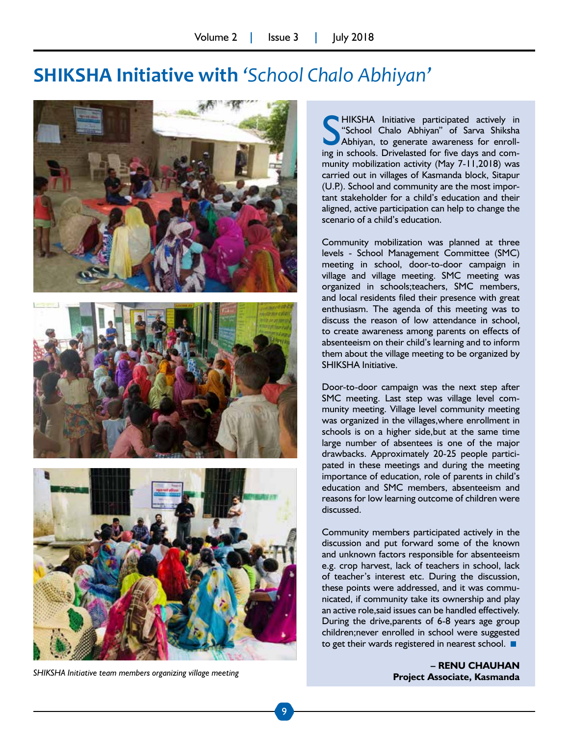# SHIKSHA Initiative with *'School Chalo Abhiyan'*

SHIKSHA Initiative participated actively in "School Chalo Abhiyan" of Sarva Shiksha Abhiyan, to generate awareness for enrolling in schools. Drivelasted for five days and community mobilization activity (May 7-11,2018) was carried out in villages of Kasmanda block, Sitapur (U.P.). School and community are the most important stakeholder for a child's education and their aligned, active participation can help to change the scenario of a child's education.

Community mobilization was planned at three levels - School Management Committee (SMC) meeting in school, door-to-door campaign in village and village meeting. SMC meeting was organized in schools;teachers, SMC members, and local residents filed their presence with great enthusiasm. The agenda of this meeting was to discuss the reason of low attendance in school, to create awareness among parents on effects of absenteeism on their child's learning and to inform them about the village meeting to be organized by SHIKSHA Initiative.

Door-to-door campaign was the next step after SMC meeting. Last step was village level community meeting. Village level community meeting was organized in the villages,where enrollment in schools is on a higher side,but at the same time large number of absentees is one of the major drawbacks. Approximately 20-25 people participated in these meetings and during the meeting importance of education, role of parents in child's education and SMC members, absenteeism and reasons for low learning outcome of children were discussed.

Community members participated actively in the discussion and put forward some of the known and unknown factors responsible for absenteeism e.g. crop harvest, lack of teachers in school, lack of teacher's interest etc. During the discussion, these points were addressed, and it was communicated, if community take its ownership and play an active role,said issues can be handled effectively. During the drive,parents of 6-8 years age group children;never enrolled in school were suggested to get their wards registered in nearest school.

**– RENU CHAUHAN**
**Project Associate, Kasmanda**

*SHIKSHA Initiative team members organizing village meeting*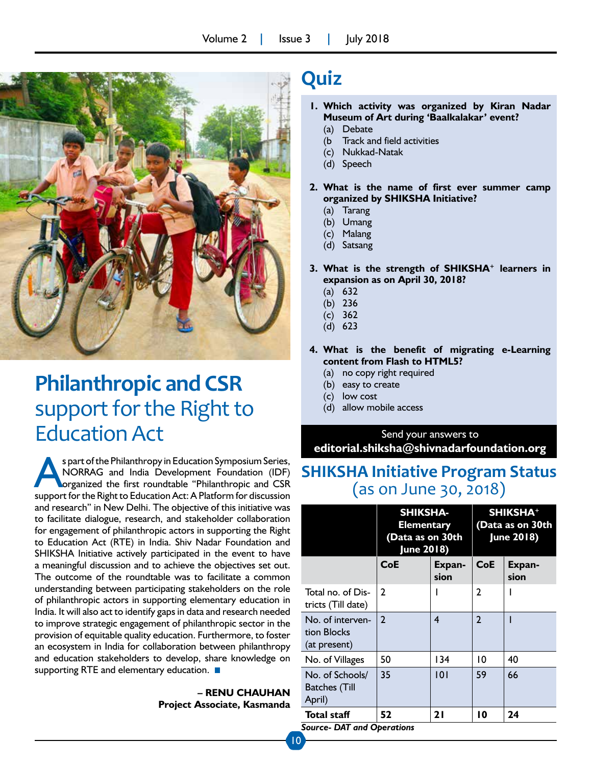# **Philanthropic and CSR** support for the Right to Education Act

As part of the Philanthropy in Education Symposium Series, NORRAG and India Development Foundation (IDF) organized the first roundtable "Philanthropic and CSR support for the Right to Education Act: A Platform for discussion and research" in New Delhi. The objective of this initiative was to facilitate dialogue, research, and stakeholder collaboration for engagement of philanthropic actors in supporting the Right to Education Act (RTE) in India. Shiv Nadar Foundation and SHIKSHA Initiative actively participated in the event to have a meaningful discussion and to achieve the objectives set out. The outcome of the roundtable was to facilitate a common understanding between participating stakeholders on the role of philanthropic actors in supporting elementary education in India. It will also act to identify gaps in data and research needed to improve strategic engagement of philanthropic sector in the provision of equitable quality education. Furthermore, to foster an ecosystem in India for collaboration between philanthropy and education stakeholders to develop, share knowledge on supporting RTE and elementary education. ■

**– RENU CHAUHAN**
**Project Associate, Kasmanda**

# Quiz

1. **Which activity was organized by Kiran Nadar Museum of Art during 'Baalkalakar' event?**
   (a) Debate
   (b Track and field activities
   (c) Nukkad-Natak
   (d) Speech

2. **What is the name of first ever summer camp organized by SHIKSHA Initiative?**
   (a) Tarang
   (b) Umang
   (c) Malang
   (d) Satsang

3. **What is the strength of SHIKSHA+ learners in expansion as on April 30, 2018?**
   (a) 632
   (b) 236
   (c) 362
   (d) 623

4. **What is the benefit of migrating e-Learning content from Flash to HTML5?**
   (a) no copy right required
   (b) easy to create
   (c) low cost
   (d) allow mobile access

Send your answers to
**editorial.shiksha@shivnadarfoundation.org**

## SHIKSHA Initiative Program Status (as on June 30, 2018)

| | **SHIKSHA-Elementary (Data as on 30th June 2018)** | | **SHIKSHA+ (Data as on 30th June 2018)** | |
|---|---|---|---|---|
| | **CoE** | **Expansion** | **CoE** | **Expansion** |
| Total no. of Districts (Till date) | 2 | 1 | 2 | 1 |
| No. of intervention Blocks (at present) | 2 | 4 | 2 | 1 |
| No. of Villages | 50 | 134 | 10 | 40 |
| No. of Schools/ Batches (Till April) | 35 | 101 | 59 | 66 |
| **Total staff** | **52** | **21** | **10** | **24** |

***Source- DAT and Operations***